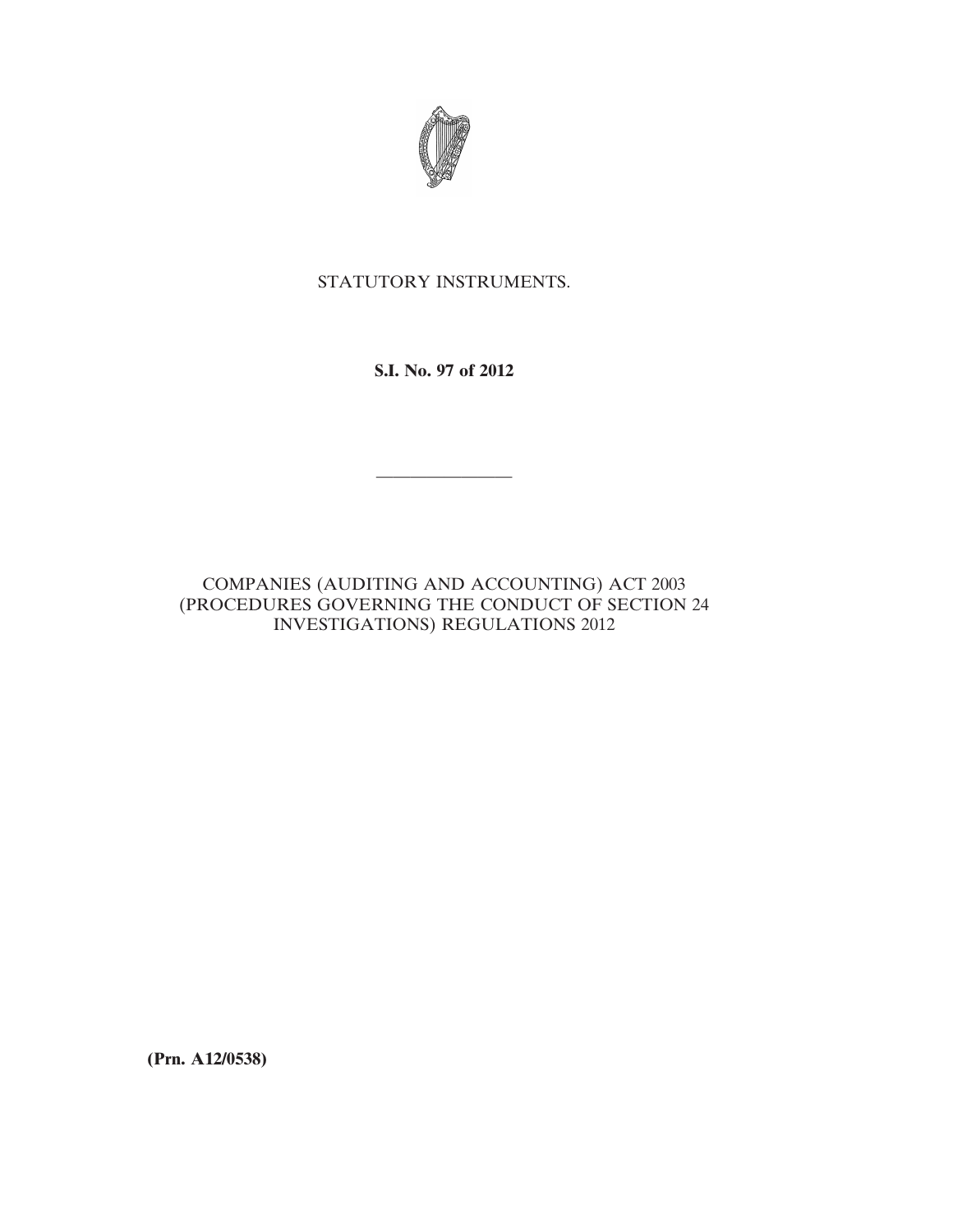STATUTORY INSTRUMENTS.

**S.I. No. 97 of 2012**

---

COMPANIES (AUDITING AND ACCOUNTING) ACT 2003 (PROCEDURES GOVERNING THE CONDUCT OF SECTION 24 INVESTIGATIONS) REGULATIONS 2012

**(Prn. A12/0538)**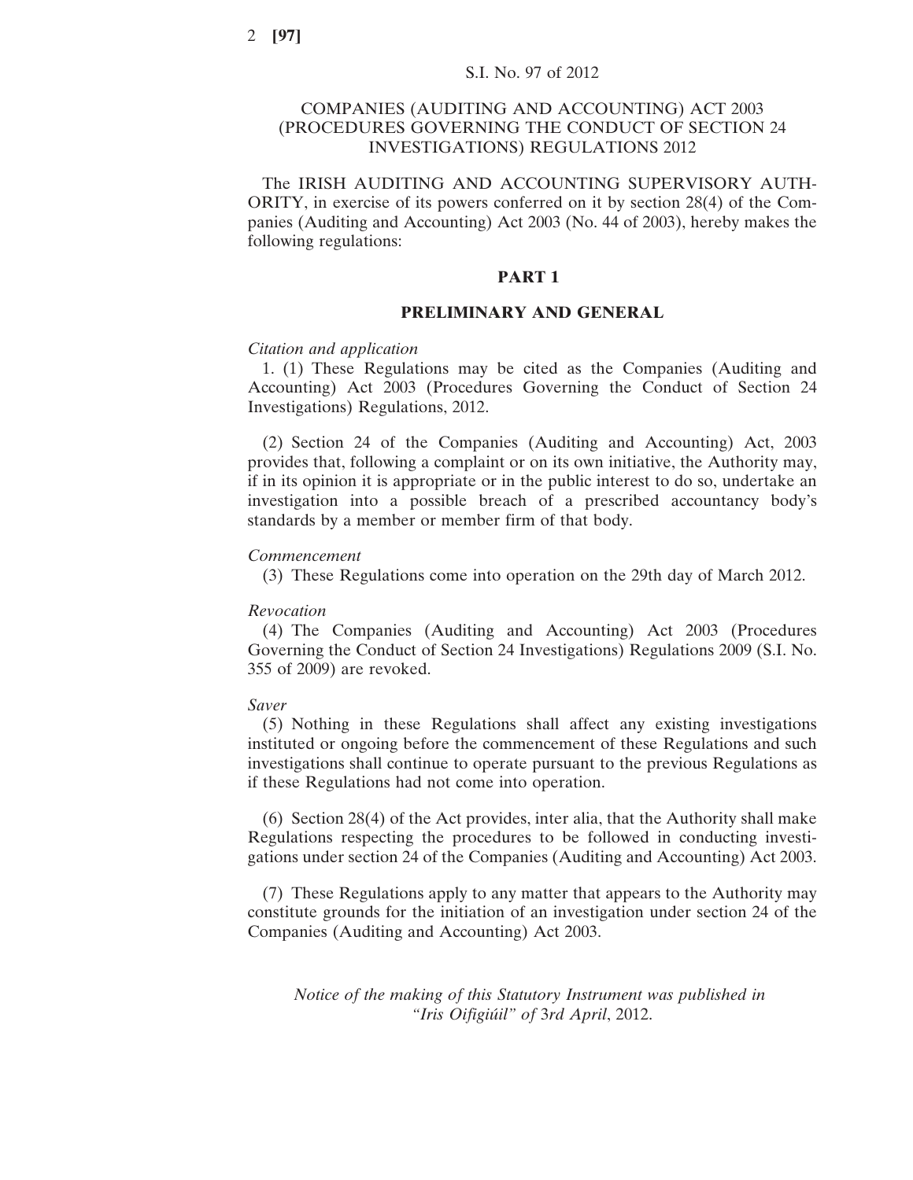S.I. No. 97 of 2012

# COMPANIES (AUDITING AND ACCOUNTING) ACT 2003 (PROCEDURES GOVERNING THE CONDUCT OF SECTION 24 INVESTIGATIONS) REGULATIONS 2012

The IRISH AUDITING AND ACCOUNTING SUPERVISORY AUTHORITY, in exercise of its powers conferred on it by section 28(4) of the Companies (Auditing and Accounting) Act 2003 (No. 44 of 2003), hereby makes the following regulations:

## PART 1

## PRELIMINARY AND GENERAL

*Citation and application*

1. (1) These Regulations may be cited as the Companies (Auditing and Accounting) Act 2003 (Procedures Governing the Conduct of Section 24 Investigations) Regulations, 2012.

(2) Section 24 of the Companies (Auditing and Accounting) Act, 2003 provides that, following a complaint or on its own initiative, the Authority may, if in its opinion it is appropriate or in the public interest to do so, undertake an investigation into a possible breach of a prescribed accountancy body's standards by a member or member firm of that body.

*Commencement*

(3) These Regulations come into operation on the 29th day of March 2012.

*Revocation*

(4) The Companies (Auditing and Accounting) Act 2003 (Procedures Governing the Conduct of Section 24 Investigations) Regulations 2009 (S.I. No. 355 of 2009) are revoked.

*Saver*

(5) Nothing in these Regulations shall affect any existing investigations instituted or ongoing before the commencement of these Regulations and such investigations shall continue to operate pursuant to the previous Regulations as if these Regulations had not come into operation.

(6) Section 28(4) of the Act provides, inter alia, that the Authority shall make Regulations respecting the procedures to be followed in conducting investigations under section 24 of the Companies (Auditing and Accounting) Act 2003.

(7) These Regulations apply to any matter that appears to the Authority may constitute grounds for the initiation of an investigation under section 24 of the Companies (Auditing and Accounting) Act 2003.

*Notice of the making of this Statutory Instrument was published in "Iris Oifigiúil" of* 3rd *April*, 2012.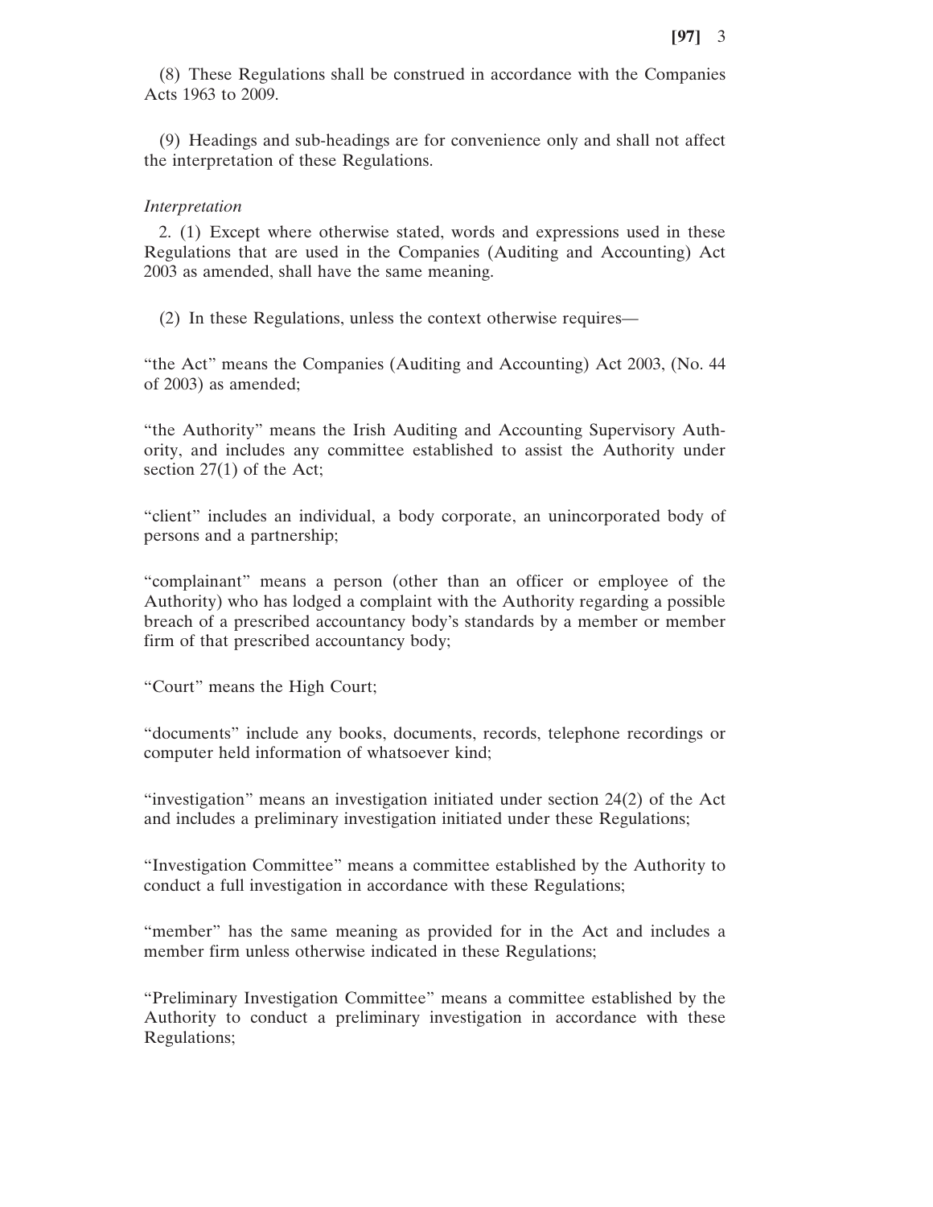(8) These Regulations shall be construed in accordance with the Companies Acts 1963 to 2009.

(9) Headings and sub-headings are for convenience only and shall not affect the interpretation of these Regulations.

*Interpretation*

2. (1) Except where otherwise stated, words and expressions used in these Regulations that are used in the Companies (Auditing and Accounting) Act 2003 as amended, shall have the same meaning.

(2) In these Regulations, unless the context otherwise requires—

"the Act" means the Companies (Auditing and Accounting) Act 2003, (No. 44 of 2003) as amended;

"the Authority" means the Irish Auditing and Accounting Supervisory Authority, and includes any committee established to assist the Authority under section 27(1) of the Act;

"client" includes an individual, a body corporate, an unincorporated body of persons and a partnership;

"complainant" means a person (other than an officer or employee of the Authority) who has lodged a complaint with the Authority regarding a possible breach of a prescribed accountancy body's standards by a member or member firm of that prescribed accountancy body;

"Court" means the High Court;

"documents" include any books, documents, records, telephone recordings or computer held information of whatsoever kind;

"investigation" means an investigation initiated under section 24(2) of the Act and includes a preliminary investigation initiated under these Regulations;

"Investigation Committee" means a committee established by the Authority to conduct a full investigation in accordance with these Regulations;

"member" has the same meaning as provided for in the Act and includes a member firm unless otherwise indicated in these Regulations;

"Preliminary Investigation Committee" means a committee established by the Authority to conduct a preliminary investigation in accordance with these Regulations;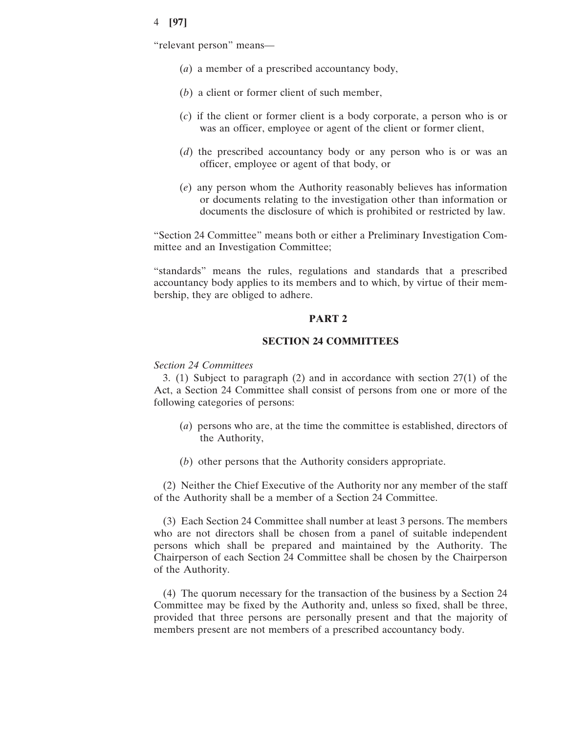"relevant person" means—

(*a*) a member of a prescribed accountancy body,

(*b*) a client or former client of such member,

(*c*) if the client or former client is a body corporate, a person who is or was an officer, employee or agent of the client or former client,

(*d*) the prescribed accountancy body or any person who is or was an officer, employee or agent of that body, or

(*e*) any person whom the Authority reasonably believes has information or documents relating to the investigation other than information or documents the disclosure of which is prohibited or restricted by law.

"Section 24 Committee" means both or either a Preliminary Investigation Committee and an Investigation Committee;

"standards" means the rules, regulations and standards that a prescribed accountancy body applies to its members and to which, by virtue of their membership, they are obliged to adhere.

## PART 2

## SECTION 24 COMMITTEES

*Section 24 Committees*

3. (1) Subject to paragraph (2) and in accordance with section 27(1) of the Act, a Section 24 Committee shall consist of persons from one or more of the following categories of persons:

(*a*) persons who are, at the time the committee is established, directors of the Authority,

(*b*) other persons that the Authority considers appropriate.

(2) Neither the Chief Executive of the Authority nor any member of the staff of the Authority shall be a member of a Section 24 Committee.

(3) Each Section 24 Committee shall number at least 3 persons. The members who are not directors shall be chosen from a panel of suitable independent persons which shall be prepared and maintained by the Authority. The Chairperson of each Section 24 Committee shall be chosen by the Chairperson of the Authority.

(4) The quorum necessary for the transaction of the business by a Section 24 Committee may be fixed by the Authority and, unless so fixed, shall be three, provided that three persons are personally present and that the majority of members present are not members of a prescribed accountancy body.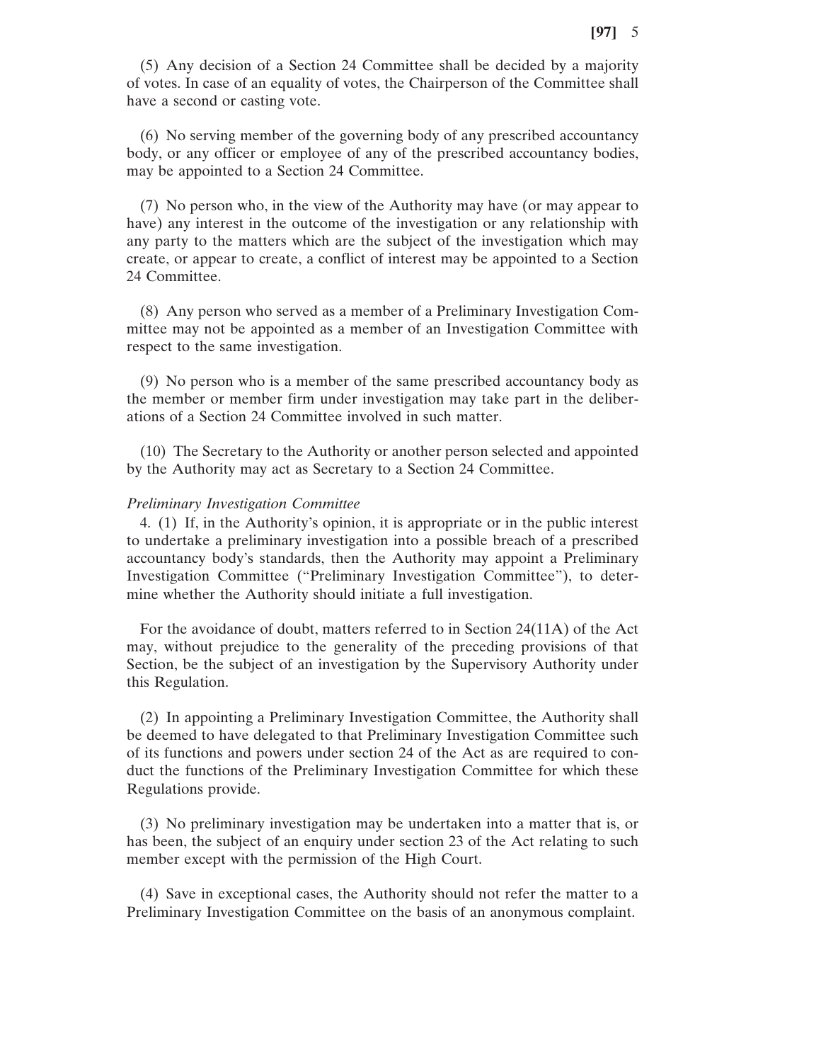(5) Any decision of a Section 24 Committee shall be decided by a majority of votes. In case of an equality of votes, the Chairperson of the Committee shall have a second or casting vote.

(6) No serving member of the governing body of any prescribed accountancy body, or any officer or employee of any of the prescribed accountancy bodies, may be appointed to a Section 24 Committee.

(7) No person who, in the view of the Authority may have (or may appear to have) any interest in the outcome of the investigation or any relationship with any party to the matters which are the subject of the investigation which may create, or appear to create, a conflict of interest may be appointed to a Section 24 Committee.

(8) Any person who served as a member of a Preliminary Investigation Committee may not be appointed as a member of an Investigation Committee with respect to the same investigation.

(9) No person who is a member of the same prescribed accountancy body as the member or member firm under investigation may take part in the deliberations of a Section 24 Committee involved in such matter.

(10) The Secretary to the Authority or another person selected and appointed by the Authority may act as Secretary to a Section 24 Committee.

*Preliminary Investigation Committee*

4. (1) If, in the Authority's opinion, it is appropriate or in the public interest to undertake a preliminary investigation into a possible breach of a prescribed accountancy body's standards, then the Authority may appoint a Preliminary Investigation Committee ("Preliminary Investigation Committee"), to determine whether the Authority should initiate a full investigation.

For the avoidance of doubt, matters referred to in Section 24(11A) of the Act may, without prejudice to the generality of the preceding provisions of that Section, be the subject of an investigation by the Supervisory Authority under this Regulation.

(2) In appointing a Preliminary Investigation Committee, the Authority shall be deemed to have delegated to that Preliminary Investigation Committee such of its functions and powers under section 24 of the Act as are required to conduct the functions of the Preliminary Investigation Committee for which these Regulations provide.

(3) No preliminary investigation may be undertaken into a matter that is, or has been, the subject of an enquiry under section 23 of the Act relating to such member except with the permission of the High Court.

(4) Save in exceptional cases, the Authority should not refer the matter to a Preliminary Investigation Committee on the basis of an anonymous complaint.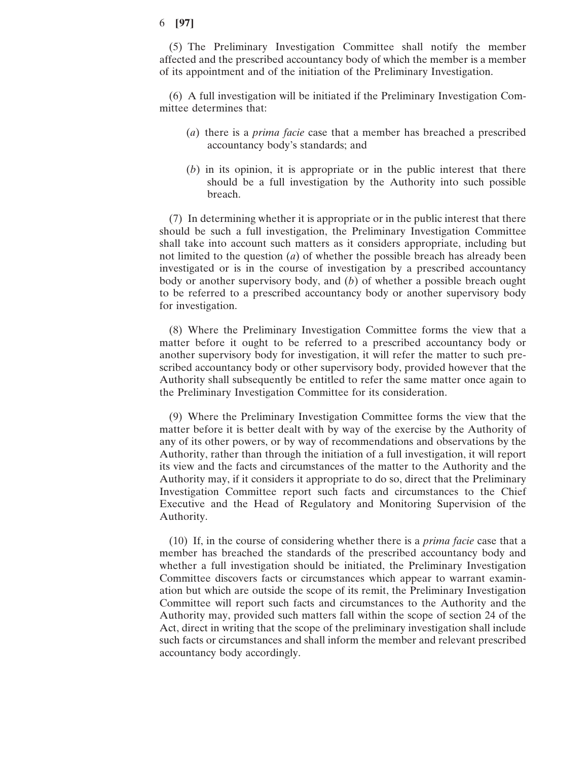(5) The Preliminary Investigation Committee shall notify the member affected and the prescribed accountancy body of which the member is a member of its appointment and of the initiation of the Preliminary Investigation.

(6) A full investigation will be initiated if the Preliminary Investigation Committee determines that:

(*a*) there is a *prima facie* case that a member has breached a prescribed accountancy body's standards; and

(*b*) in its opinion, it is appropriate or in the public interest that there should be a full investigation by the Authority into such possible breach.

(7) In determining whether it is appropriate or in the public interest that there should be such a full investigation, the Preliminary Investigation Committee shall take into account such matters as it considers appropriate, including but not limited to the question (*a*) of whether the possible breach has already been investigated or is in the course of investigation by a prescribed accountancy body or another supervisory body, and (*b*) of whether a possible breach ought to be referred to a prescribed accountancy body or another supervisory body for investigation.

(8) Where the Preliminary Investigation Committee forms the view that a matter before it ought to be referred to a prescribed accountancy body or another supervisory body for investigation, it will refer the matter to such prescribed accountancy body or other supervisory body, provided however that the Authority shall subsequently be entitled to refer the same matter once again to the Preliminary Investigation Committee for its consideration.

(9) Where the Preliminary Investigation Committee forms the view that the matter before it is better dealt with by way of the exercise by the Authority of any of its other powers, or by way of recommendations and observations by the Authority, rather than through the initiation of a full investigation, it will report its view and the facts and circumstances of the matter to the Authority and the Authority may, if it considers it appropriate to do so, direct that the Preliminary Investigation Committee report such facts and circumstances to the Chief Executive and the Head of Regulatory and Monitoring Supervision of the Authority.

(10) If, in the course of considering whether there is a *prima facie* case that a member has breached the standards of the prescribed accountancy body and whether a full investigation should be initiated, the Preliminary Investigation Committee discovers facts or circumstances which appear to warrant examination but which are outside the scope of its remit, the Preliminary Investigation Committee will report such facts and circumstances to the Authority and the Authority may, provided such matters fall within the scope of section 24 of the Act, direct in writing that the scope of the preliminary investigation shall include such facts or circumstances and shall inform the member and relevant prescribed accountancy body accordingly.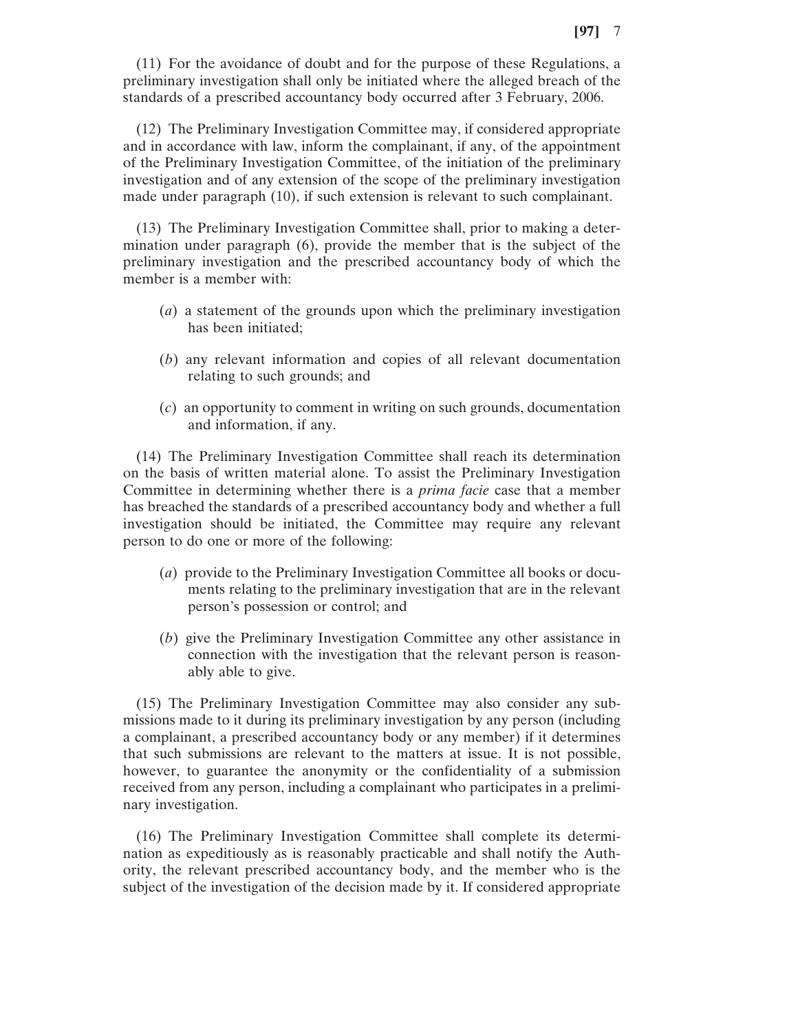(11) For the avoidance of doubt and for the purpose of these Regulations, a preliminary investigation shall only be initiated where the alleged breach of the standards of a prescribed accountancy body occurred after 3 February, 2006.

(12) The Preliminary Investigation Committee may, if considered appropriate and in accordance with law, inform the complainant, if any, of the appointment of the Preliminary Investigation Committee, of the initiation of the preliminary investigation and of any extension of the scope of the preliminary investigation made under paragraph (10), if such extension is relevant to such complainant.

(13) The Preliminary Investigation Committee shall, prior to making a determination under paragraph (6), provide the member that is the subject of the preliminary investigation and the prescribed accountancy body of which the member is a member with:

(*a*) a statement of the grounds upon which the preliminary investigation has been initiated;

(*b*) any relevant information and copies of all relevant documentation relating to such grounds; and

(*c*) an opportunity to comment in writing on such grounds, documentation and information, if any.

(14) The Preliminary Investigation Committee shall reach its determination on the basis of written material alone. To assist the Preliminary Investigation Committee in determining whether there is a *prima facie* case that a member has breached the standards of a prescribed accountancy body and whether a full investigation should be initiated, the Committee may require any relevant person to do one or more of the following:

(*a*) provide to the Preliminary Investigation Committee all books or documents relating to the preliminary investigation that are in the relevant person's possession or control; and

(*b*) give the Preliminary Investigation Committee any other assistance in connection with the investigation that the relevant person is reasonably able to give.

(15) The Preliminary Investigation Committee may also consider any submissions made to it during its preliminary investigation by any person (including a complainant, a prescribed accountancy body or any member) if it determines that such submissions are relevant to the matters at issue. It is not possible, however, to guarantee the anonymity or the confidentiality of a submission received from any person, including a complainant who participates in a preliminary investigation.

(16) The Preliminary Investigation Committee shall complete its determination as expeditiously as is reasonably practicable and shall notify the Authority, the relevant prescribed accountancy body, and the member who is the subject of the investigation of the decision made by it. If considered appropriate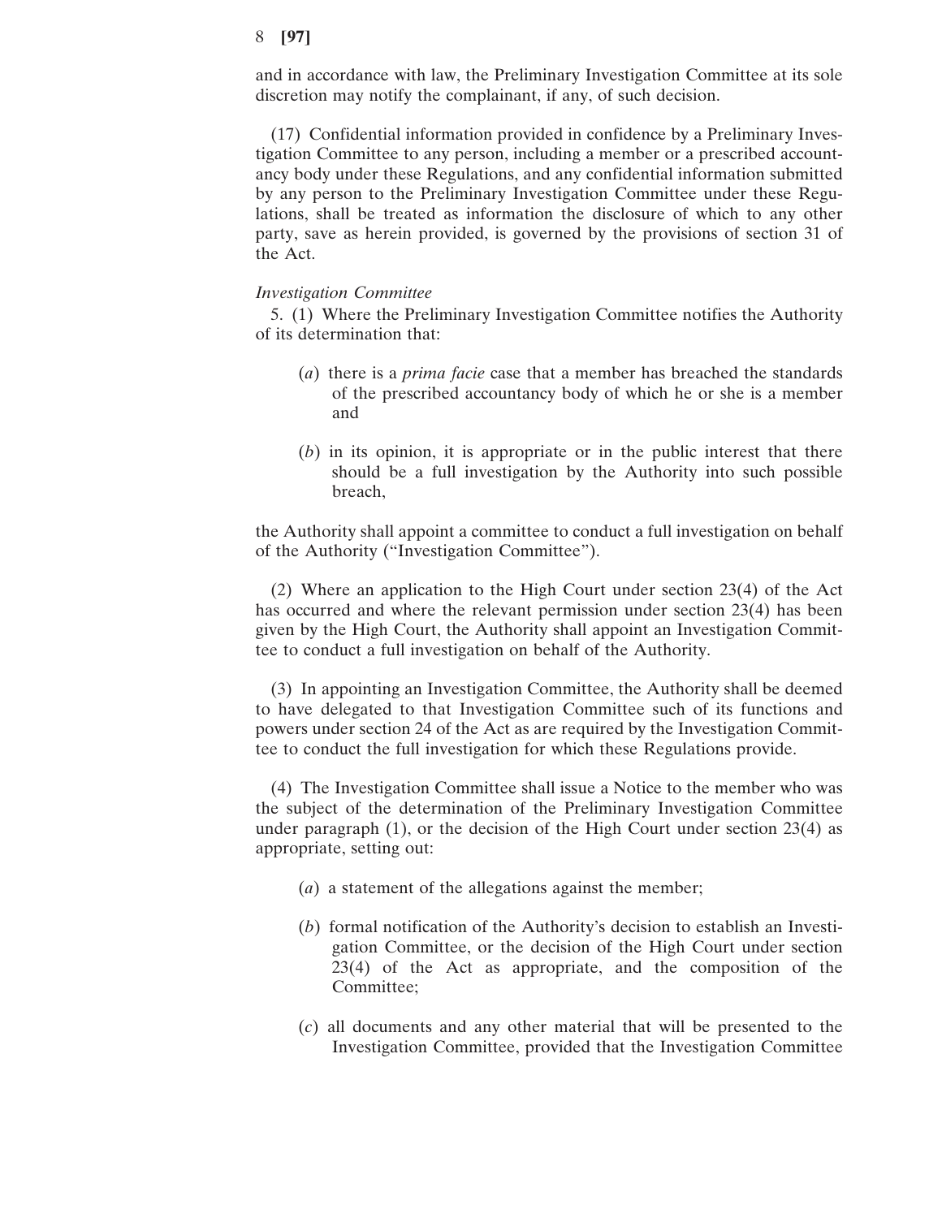and in accordance with law, the Preliminary Investigation Committee at its sole discretion may notify the complainant, if any, of such decision.

(17) Confidential information provided in confidence by a Preliminary Investigation Committee to any person, including a member or a prescribed accountancy body under these Regulations, and any confidential information submitted by any person to the Preliminary Investigation Committee under these Regulations, shall be treated as information the disclosure of which to any other party, save as herein provided, is governed by the provisions of section 31 of the Act.

*Investigation Committee*

5. (1) Where the Preliminary Investigation Committee notifies the Authority of its determination that:

(*a*) there is a *prima facie* case that a member has breached the standards of the prescribed accountancy body of which he or she is a member and

(*b*) in its opinion, it is appropriate or in the public interest that there should be a full investigation by the Authority into such possible breach,

the Authority shall appoint a committee to conduct a full investigation on behalf of the Authority ("Investigation Committee").

(2) Where an application to the High Court under section 23(4) of the Act has occurred and where the relevant permission under section 23(4) has been given by the High Court, the Authority shall appoint an Investigation Committee to conduct a full investigation on behalf of the Authority.

(3) In appointing an Investigation Committee, the Authority shall be deemed to have delegated to that Investigation Committee such of its functions and powers under section 24 of the Act as are required by the Investigation Committee to conduct the full investigation for which these Regulations provide.

(4) The Investigation Committee shall issue a Notice to the member who was the subject of the determination of the Preliminary Investigation Committee under paragraph (1), or the decision of the High Court under section 23(4) as appropriate, setting out:

(*a*) a statement of the allegations against the member;

(*b*) formal notification of the Authority's decision to establish an Investigation Committee, or the decision of the High Court under section 23(4) of the Act as appropriate, and the composition of the Committee;

(*c*) all documents and any other material that will be presented to the Investigation Committee, provided that the Investigation Committee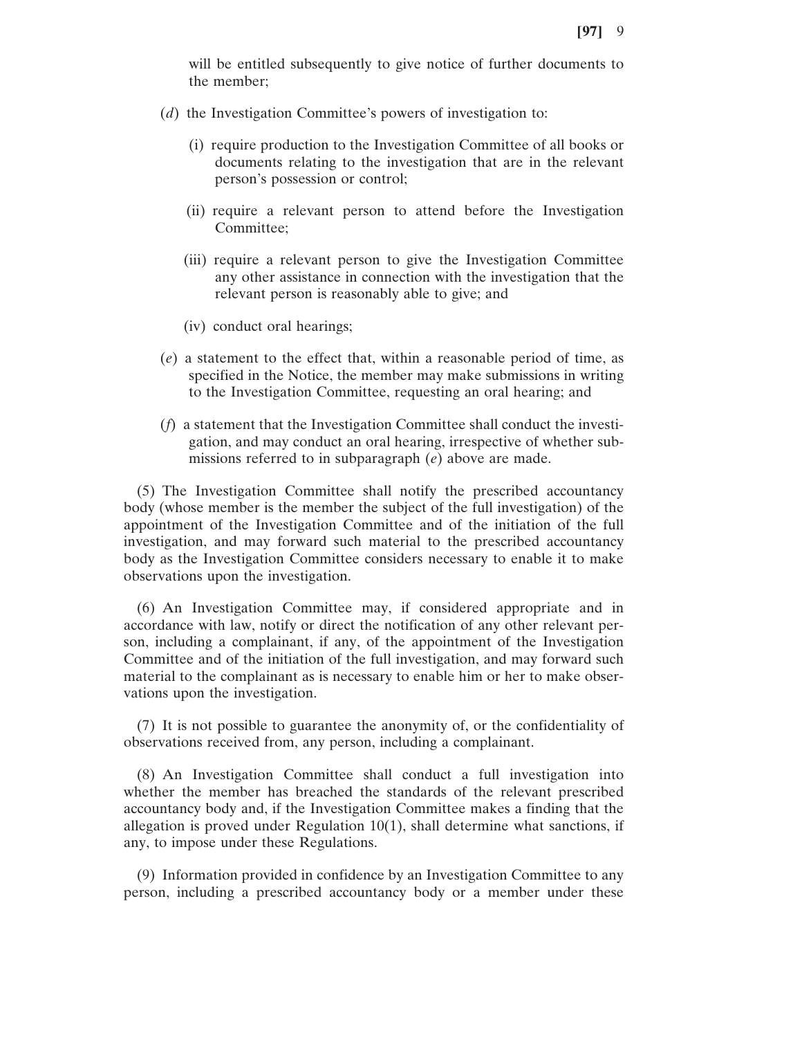will be entitled subsequently to give notice of further documents to the member;

(*d*) the Investigation Committee's powers of investigation to:

(i) require production to the Investigation Committee of all books or documents relating to the investigation that are in the relevant person's possession or control;

(ii) require a relevant person to attend before the Investigation Committee;

(iii) require a relevant person to give the Investigation Committee any other assistance in connection with the investigation that the relevant person is reasonably able to give; and

(iv) conduct oral hearings;

(*e*) a statement to the effect that, within a reasonable period of time, as specified in the Notice, the member may make submissions in writing to the Investigation Committee, requesting an oral hearing; and

(*f*) a statement that the Investigation Committee shall conduct the investigation, and may conduct an oral hearing, irrespective of whether submissions referred to in subparagraph (*e*) above are made.

(5) The Investigation Committee shall notify the prescribed accountancy body (whose member is the member the subject of the full investigation) of the appointment of the Investigation Committee and of the initiation of the full investigation, and may forward such material to the prescribed accountancy body as the Investigation Committee considers necessary to enable it to make observations upon the investigation.

(6) An Investigation Committee may, if considered appropriate and in accordance with law, notify or direct the notification of any other relevant person, including a complainant, if any, of the appointment of the Investigation Committee and of the initiation of the full investigation, and may forward such material to the complainant as is necessary to enable him or her to make observations upon the investigation.

(7) It is not possible to guarantee the anonymity of, or the confidentiality of observations received from, any person, including a complainant.

(8) An Investigation Committee shall conduct a full investigation into whether the member has breached the standards of the relevant prescribed accountancy body and, if the Investigation Committee makes a finding that the allegation is proved under Regulation 10(1), shall determine what sanctions, if any, to impose under these Regulations.

(9) Information provided in confidence by an Investigation Committee to any person, including a prescribed accountancy body or a member under these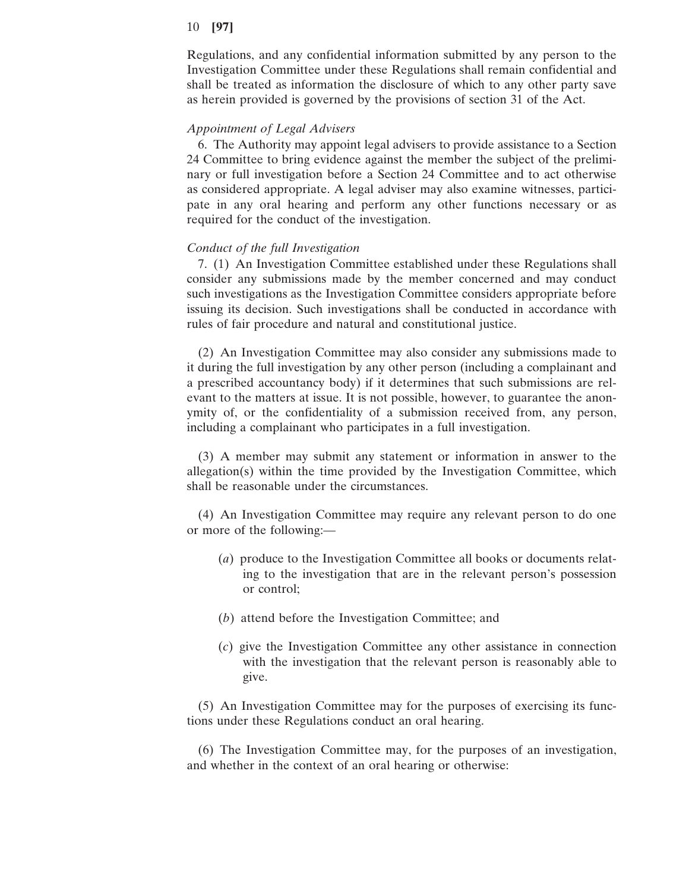Regulations, and any confidential information submitted by any person to the Investigation Committee under these Regulations shall remain confidential and shall be treated as information the disclosure of which to any other party save as herein provided is governed by the provisions of section 31 of the Act.

*Appointment of Legal Advisers*

6. The Authority may appoint legal advisers to provide assistance to a Section 24 Committee to bring evidence against the member the subject of the preliminary or full investigation before a Section 24 Committee and to act otherwise as considered appropriate. A legal adviser may also examine witnesses, participate in any oral hearing and perform any other functions necessary or as required for the conduct of the investigation.

*Conduct of the full Investigation*

7. (1) An Investigation Committee established under these Regulations shall consider any submissions made by the member concerned and may conduct such investigations as the Investigation Committee considers appropriate before issuing its decision. Such investigations shall be conducted in accordance with rules of fair procedure and natural and constitutional justice.

(2) An Investigation Committee may also consider any submissions made to it during the full investigation by any other person (including a complainant and a prescribed accountancy body) if it determines that such submissions are relevant to the matters at issue. It is not possible, however, to guarantee the anonymity of, or the confidentiality of a submission received from, any person, including a complainant who participates in a full investigation.

(3) A member may submit any statement or information in answer to the allegation(s) within the time provided by the Investigation Committee, which shall be reasonable under the circumstances.

(4) An Investigation Committee may require any relevant person to do one or more of the following:—

(*a*) produce to the Investigation Committee all books or documents relating to the investigation that are in the relevant person's possession or control;

(*b*) attend before the Investigation Committee; and

(*c*) give the Investigation Committee any other assistance in connection with the investigation that the relevant person is reasonably able to give.

(5) An Investigation Committee may for the purposes of exercising its functions under these Regulations conduct an oral hearing.

(6) The Investigation Committee may, for the purposes of an investigation, and whether in the context of an oral hearing or otherwise: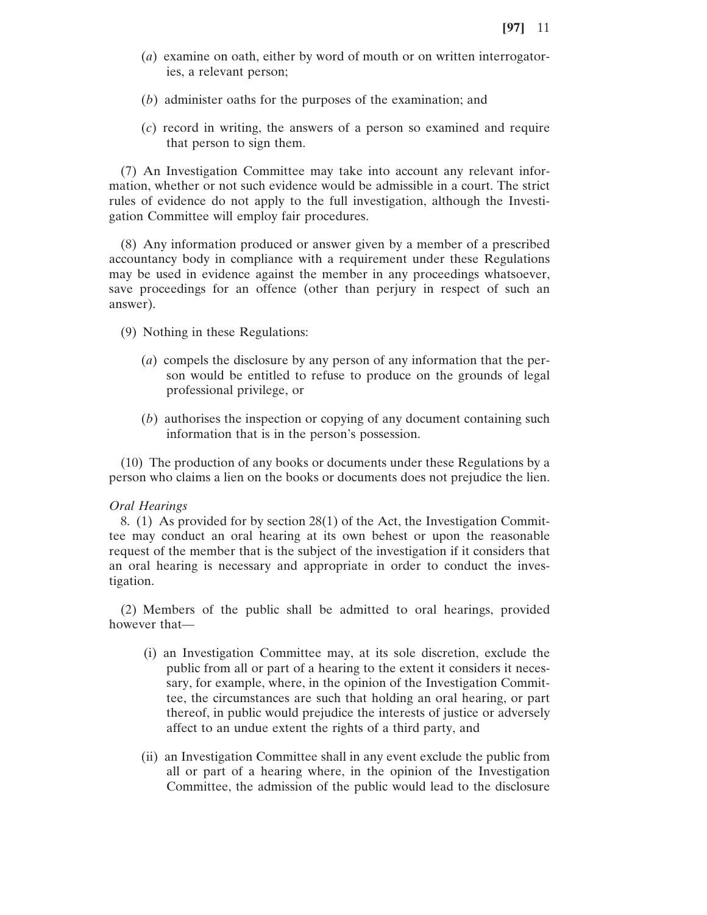(*a*) examine on oath, either by word of mouth or on written interrogatories, a relevant person;

(*b*) administer oaths for the purposes of the examination; and

(*c*) record in writing, the answers of a person so examined and require that person to sign them.

(7) An Investigation Committee may take into account any relevant information, whether or not such evidence would be admissible in a court. The strict rules of evidence do not apply to the full investigation, although the Investigation Committee will employ fair procedures.

(8) Any information produced or answer given by a member of a prescribed accountancy body in compliance with a requirement under these Regulations may be used in evidence against the member in any proceedings whatsoever, save proceedings for an offence (other than perjury in respect of such an answer).

(9) Nothing in these Regulations:

(*a*) compels the disclosure by any person of any information that the person would be entitled to refuse to produce on the grounds of legal professional privilege, or

(*b*) authorises the inspection or copying of any document containing such information that is in the person's possession.

(10) The production of any books or documents under these Regulations by a person who claims a lien on the books or documents does not prejudice the lien.

*Oral Hearings*

8. (1) As provided for by section 28(1) of the Act, the Investigation Committee may conduct an oral hearing at its own behest or upon the reasonable request of the member that is the subject of the investigation if it considers that an oral hearing is necessary and appropriate in order to conduct the investigation.

(2) Members of the public shall be admitted to oral hearings, provided however that—

(i) an Investigation Committee may, at its sole discretion, exclude the public from all or part of a hearing to the extent it considers it necessary, for example, where, in the opinion of the Investigation Committee, the circumstances are such that holding an oral hearing, or part thereof, in public would prejudice the interests of justice or adversely affect to an undue extent the rights of a third party, and

(ii) an Investigation Committee shall in any event exclude the public from all or part of a hearing where, in the opinion of the Investigation Committee, the admission of the public would lead to the disclosure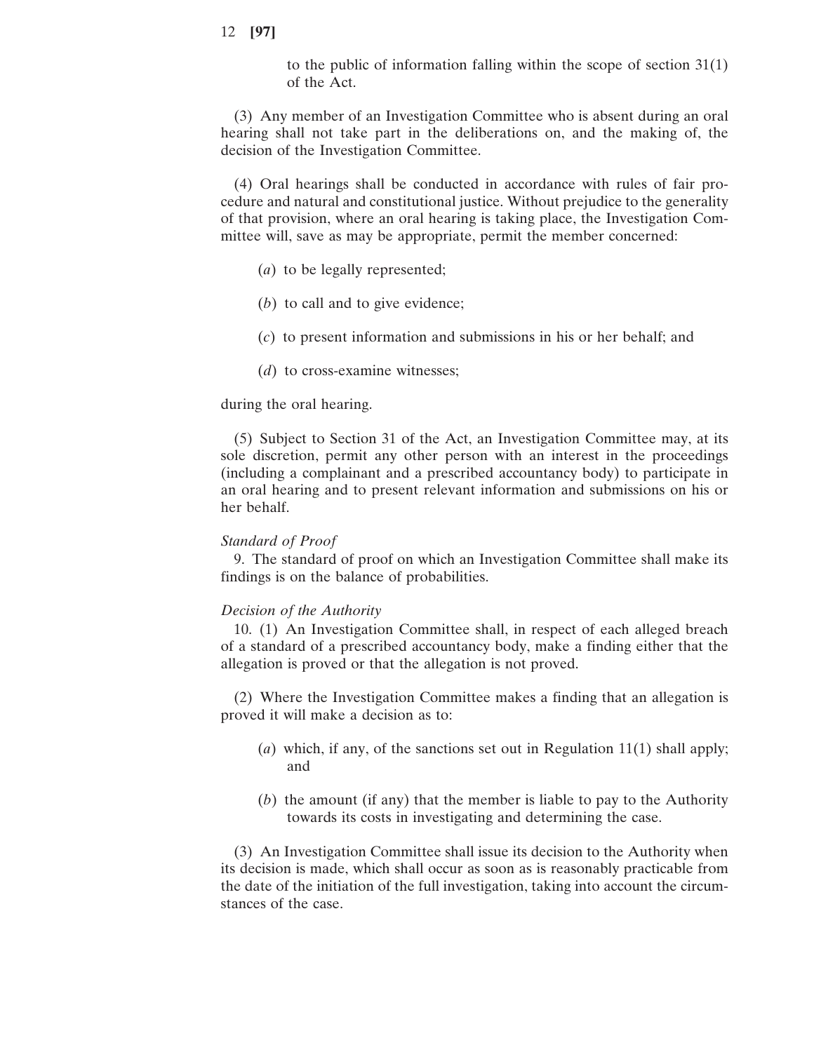to the public of information falling within the scope of section 31(1) of the Act.

(3) Any member of an Investigation Committee who is absent during an oral hearing shall not take part in the deliberations on, and the making of, the decision of the Investigation Committee.

(4) Oral hearings shall be conducted in accordance with rules of fair procedure and natural and constitutional justice. Without prejudice to the generality of that provision, where an oral hearing is taking place, the Investigation Committee will, save as may be appropriate, permit the member concerned:

(*a*) to be legally represented;

(*b*) to call and to give evidence;

(*c*) to present information and submissions in his or her behalf; and

(*d*) to cross-examine witnesses;

during the oral hearing.

(5) Subject to Section 31 of the Act, an Investigation Committee may, at its sole discretion, permit any other person with an interest in the proceedings (including a complainant and a prescribed accountancy body) to participate in an oral hearing and to present relevant information and submissions on his or her behalf.

*Standard of Proof*

9. The standard of proof on which an Investigation Committee shall make its findings is on the balance of probabilities.

*Decision of the Authority*

10. (1) An Investigation Committee shall, in respect of each alleged breach of a standard of a prescribed accountancy body, make a finding either that the allegation is proved or that the allegation is not proved.

(2) Where the Investigation Committee makes a finding that an allegation is proved it will make a decision as to:

(*a*) which, if any, of the sanctions set out in Regulation 11(1) shall apply; and

(*b*) the amount (if any) that the member is liable to pay to the Authority towards its costs in investigating and determining the case.

(3) An Investigation Committee shall issue its decision to the Authority when its decision is made, which shall occur as soon as is reasonably practicable from the date of the initiation of the full investigation, taking into account the circumstances of the case.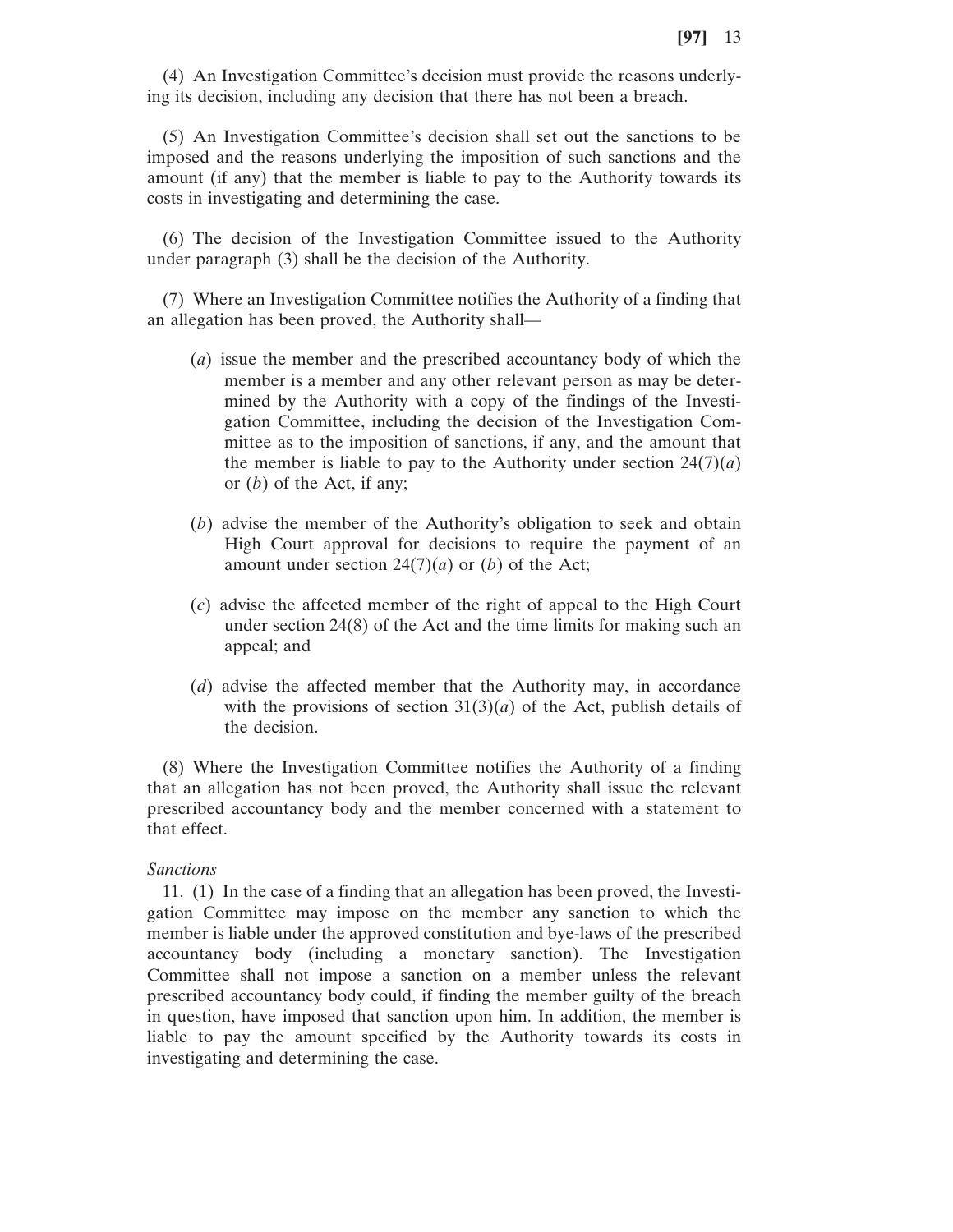(4) An Investigation Committee's decision must provide the reasons underlying its decision, including any decision that there has not been a breach.

(5) An Investigation Committee's decision shall set out the sanctions to be imposed and the reasons underlying the imposition of such sanctions and the amount (if any) that the member is liable to pay to the Authority towards its costs in investigating and determining the case.

(6) The decision of the Investigation Committee issued to the Authority under paragraph (3) shall be the decision of the Authority.

(7) Where an Investigation Committee notifies the Authority of a finding that an allegation has been proved, the Authority shall—

(*a*) issue the member and the prescribed accountancy body of which the member is a member and any other relevant person as may be determined by the Authority with a copy of the findings of the Investigation Committee, including the decision of the Investigation Committee as to the imposition of sanctions, if any, and the amount that the member is liable to pay to the Authority under section 24(7)(*a*) or (*b*) of the Act, if any;

(*b*) advise the member of the Authority's obligation to seek and obtain High Court approval for decisions to require the payment of an amount under section 24(7)(*a*) or (*b*) of the Act;

(*c*) advise the affected member of the right of appeal to the High Court under section 24(8) of the Act and the time limits for making such an appeal; and

(*d*) advise the affected member that the Authority may, in accordance with the provisions of section 31(3)(*a*) of the Act, publish details of the decision.

(8) Where the Investigation Committee notifies the Authority of a finding that an allegation has not been proved, the Authority shall issue the relevant prescribed accountancy body and the member concerned with a statement to that effect.

*Sanctions*

11. (1) In the case of a finding that an allegation has been proved, the Investigation Committee may impose on the member any sanction to which the member is liable under the approved constitution and bye-laws of the prescribed accountancy body (including a monetary sanction). The Investigation Committee shall not impose a sanction on a member unless the relevant prescribed accountancy body could, if finding the member guilty of the breach in question, have imposed that sanction upon him. In addition, the member is liable to pay the amount specified by the Authority towards its costs in investigating and determining the case.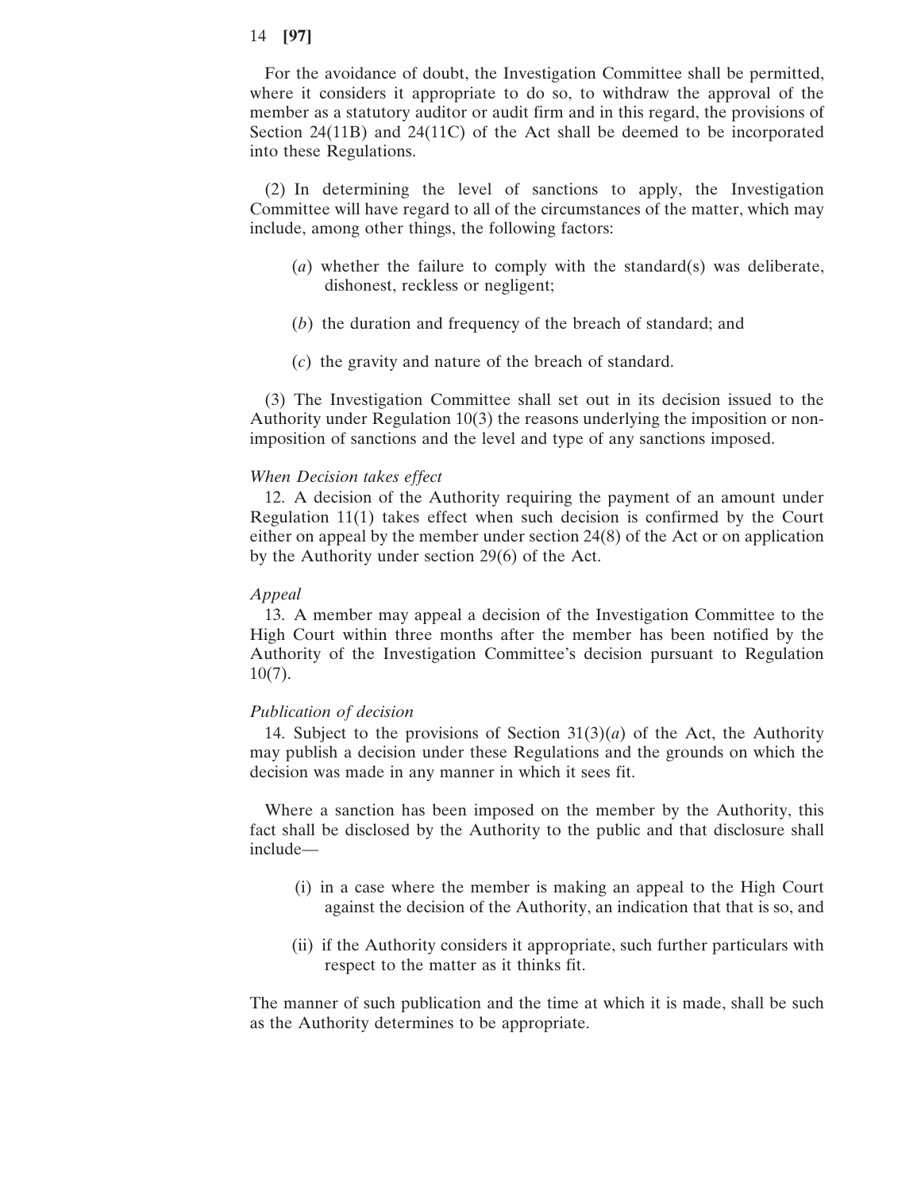For the avoidance of doubt, the Investigation Committee shall be permitted, where it considers it appropriate to do so, to withdraw the approval of the member as a statutory auditor or audit firm and in this regard, the provisions of Section 24(11B) and 24(11C) of the Act shall be deemed to be incorporated into these Regulations.

(2) In determining the level of sanctions to apply, the Investigation Committee will have regard to all of the circumstances of the matter, which may include, among other things, the following factors:

(*a*) whether the failure to comply with the standard(s) was deliberate, dishonest, reckless or negligent;

(*b*) the duration and frequency of the breach of standard; and

(*c*) the gravity and nature of the breach of standard.

(3) The Investigation Committee shall set out in its decision issued to the Authority under Regulation 10(3) the reasons underlying the imposition or non-imposition of sanctions and the level and type of any sanctions imposed.

*When Decision takes effect*

12. A decision of the Authority requiring the payment of an amount under Regulation 11(1) takes effect when such decision is confirmed by the Court either on appeal by the member under section 24(8) of the Act or on application by the Authority under section 29(6) of the Act.

*Appeal*

13. A member may appeal a decision of the Investigation Committee to the High Court within three months after the member has been notified by the Authority of the Investigation Committee's decision pursuant to Regulation 10(7).

*Publication of decision*

14. Subject to the provisions of Section 31(3)(*a*) of the Act, the Authority may publish a decision under these Regulations and the grounds on which the decision was made in any manner in which it sees fit.

Where a sanction has been imposed on the member by the Authority, this fact shall be disclosed by the Authority to the public and that disclosure shall include—

(i) in a case where the member is making an appeal to the High Court against the decision of the Authority, an indication that that is so, and

(ii) if the Authority considers it appropriate, such further particulars with respect to the matter as it thinks fit.

The manner of such publication and the time at which it is made, shall be such as the Authority determines to be appropriate.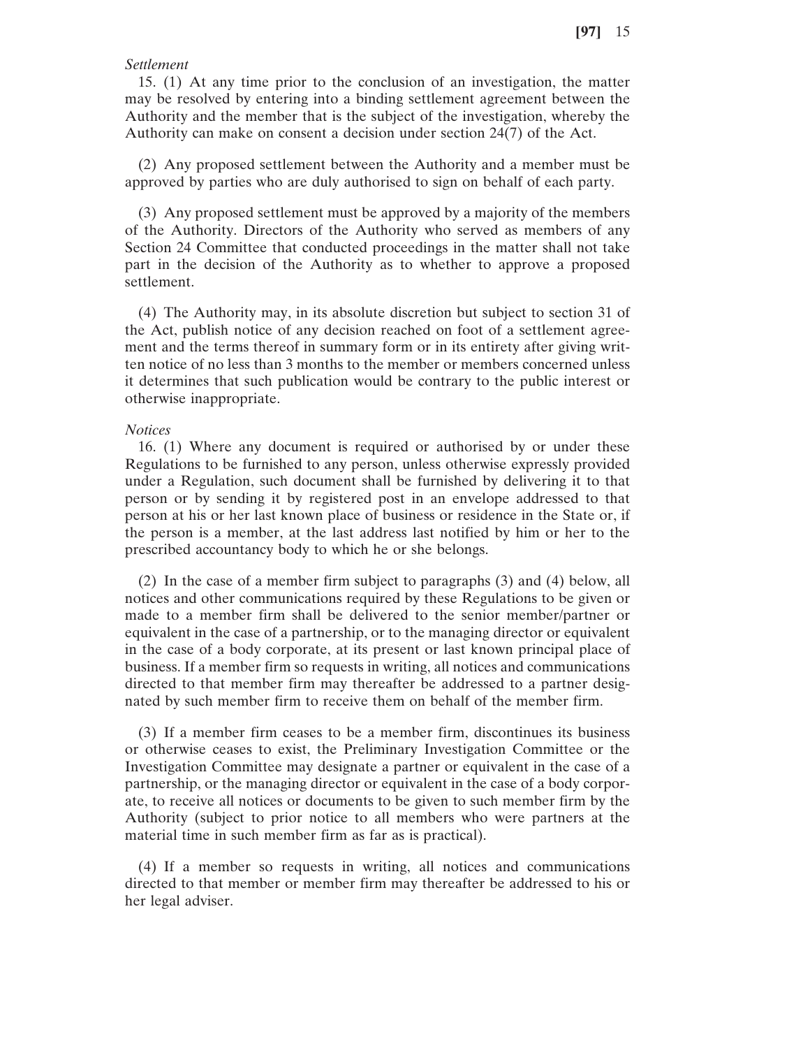*Settlement*

15. (1) At any time prior to the conclusion of an investigation, the matter may be resolved by entering into a binding settlement agreement between the Authority and the member that is the subject of the investigation, whereby the Authority can make on consent a decision under section 24(7) of the Act.

(2) Any proposed settlement between the Authority and a member must be approved by parties who are duly authorised to sign on behalf of each party.

(3) Any proposed settlement must be approved by a majority of the members of the Authority. Directors of the Authority who served as members of any Section 24 Committee that conducted proceedings in the matter shall not take part in the decision of the Authority as to whether to approve a proposed settlement.

(4) The Authority may, in its absolute discretion but subject to section 31 of the Act, publish notice of any decision reached on foot of a settlement agreement and the terms thereof in summary form or in its entirety after giving written notice of no less than 3 months to the member or members concerned unless it determines that such publication would be contrary to the public interest or otherwise inappropriate.

*Notices*

16. (1) Where any document is required or authorised by or under these Regulations to be furnished to any person, unless otherwise expressly provided under a Regulation, such document shall be furnished by delivering it to that person or by sending it by registered post in an envelope addressed to that person at his or her last known place of business or residence in the State or, if the person is a member, at the last address last notified by him or her to the prescribed accountancy body to which he or she belongs.

(2) In the case of a member firm subject to paragraphs (3) and (4) below, all notices and other communications required by these Regulations to be given or made to a member firm shall be delivered to the senior member/partner or equivalent in the case of a partnership, or to the managing director or equivalent in the case of a body corporate, at its present or last known principal place of business. If a member firm so requests in writing, all notices and communications directed to that member firm may thereafter be addressed to a partner designated by such member firm to receive them on behalf of the member firm.

(3) If a member firm ceases to be a member firm, discontinues its business or otherwise ceases to exist, the Preliminary Investigation Committee or the Investigation Committee may designate a partner or equivalent in the case of a partnership, or the managing director or equivalent in the case of a body corporate, to receive all notices or documents to be given to such member firm by the Authority (subject to prior notice to all members who were partners at the material time in such member firm as far as is practical).

(4) If a member so requests in writing, all notices and communications directed to that member or member firm may thereafter be addressed to his or her legal adviser.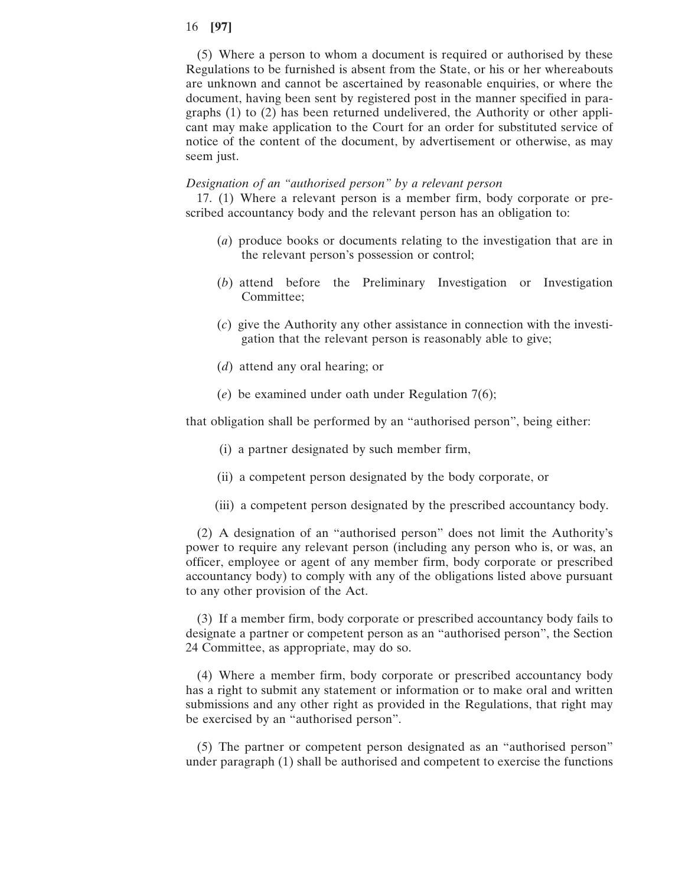(5) Where a person to whom a document is required or authorised by these Regulations to be furnished is absent from the State, or his or her whereabouts are unknown and cannot be ascertained by reasonable enquiries, or where the document, having been sent by registered post in the manner specified in paragraphs (1) to (2) has been returned undelivered, the Authority or other applicant may make application to the Court for an order for substituted service of notice of the content of the document, by advertisement or otherwise, as may seem just.

*Designation of an "authorised person" by a relevant person*

17. (1) Where a relevant person is a member firm, body corporate or prescribed accountancy body and the relevant person has an obligation to:

(*a*) produce books or documents relating to the investigation that are in the relevant person's possession or control;

(*b*) attend before the Preliminary Investigation or Investigation Committee;

(*c*) give the Authority any other assistance in connection with the investigation that the relevant person is reasonably able to give;

(*d*) attend any oral hearing; or

(*e*) be examined under oath under Regulation 7(6);

that obligation shall be performed by an "authorised person", being either:

(i) a partner designated by such member firm,

(ii) a competent person designated by the body corporate, or

(iii) a competent person designated by the prescribed accountancy body.

(2) A designation of an "authorised person" does not limit the Authority's power to require any relevant person (including any person who is, or was, an officer, employee or agent of any member firm, body corporate or prescribed accountancy body) to comply with any of the obligations listed above pursuant to any other provision of the Act.

(3) If a member firm, body corporate or prescribed accountancy body fails to designate a partner or competent person as an "authorised person", the Section 24 Committee, as appropriate, may do so.

(4) Where a member firm, body corporate or prescribed accountancy body has a right to submit any statement or information or to make oral and written submissions and any other right as provided in the Regulations, that right may be exercised by an "authorised person".

(5) The partner or competent person designated as an "authorised person" under paragraph (1) shall be authorised and competent to exercise the functions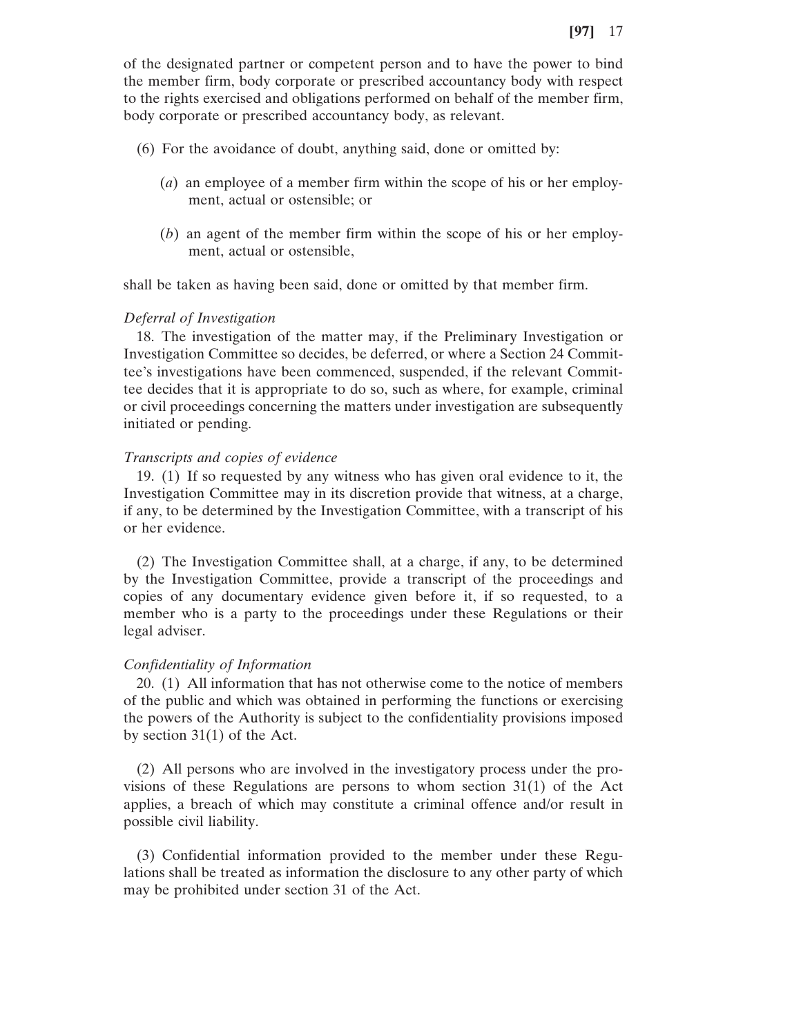of the designated partner or competent person and to have the power to bind the member firm, body corporate or prescribed accountancy body with respect to the rights exercised and obligations performed on behalf of the member firm, body corporate or prescribed accountancy body, as relevant.

(6) For the avoidance of doubt, anything said, done or omitted by:

(*a*) an employee of a member firm within the scope of his or her employment, actual or ostensible; or

(*b*) an agent of the member firm within the scope of his or her employment, actual or ostensible,

shall be taken as having been said, done or omitted by that member firm.

*Deferral of Investigation*

18. The investigation of the matter may, if the Preliminary Investigation or Investigation Committee so decides, be deferred, or where a Section 24 Committee's investigations have been commenced, suspended, if the relevant Committee decides that it is appropriate to do so, such as where, for example, criminal or civil proceedings concerning the matters under investigation are subsequently initiated or pending.

*Transcripts and copies of evidence*

19. (1) If so requested by any witness who has given oral evidence to it, the Investigation Committee may in its discretion provide that witness, at a charge, if any, to be determined by the Investigation Committee, with a transcript of his or her evidence.

(2) The Investigation Committee shall, at a charge, if any, to be determined by the Investigation Committee, provide a transcript of the proceedings and copies of any documentary evidence given before it, if so requested, to a member who is a party to the proceedings under these Regulations or their legal adviser.

*Confidentiality of Information*

20. (1) All information that has not otherwise come to the notice of members of the public and which was obtained in performing the functions or exercising the powers of the Authority is subject to the confidentiality provisions imposed by section 31(1) of the Act.

(2) All persons who are involved in the investigatory process under the provisions of these Regulations are persons to whom section 31(1) of the Act applies, a breach of which may constitute a criminal offence and/or result in possible civil liability.

(3) Confidential information provided to the member under these Regulations shall be treated as information the disclosure to any other party of which may be prohibited under section 31 of the Act.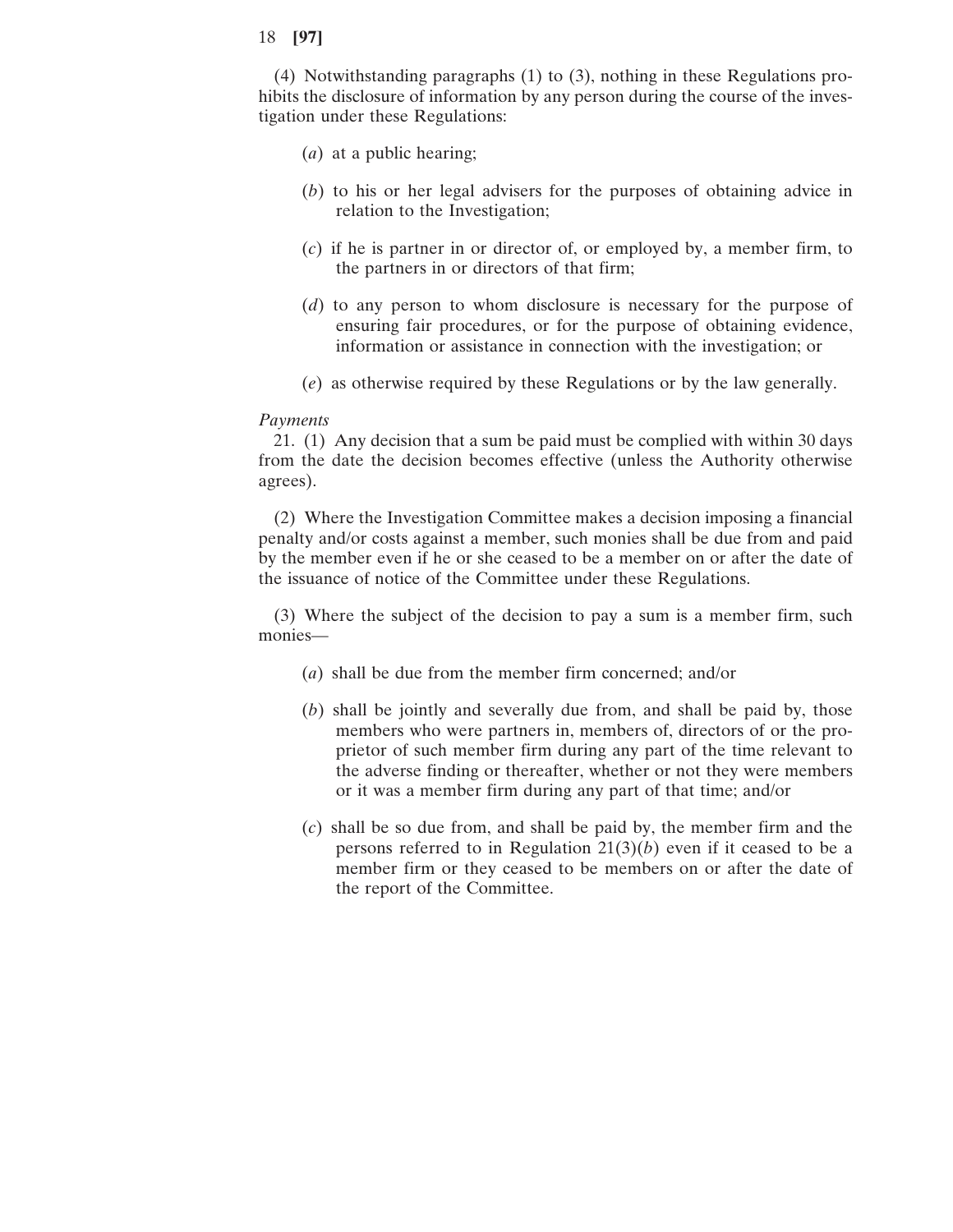(4) Notwithstanding paragraphs (1) to (3), nothing in these Regulations prohibits the disclosure of information by any person during the course of the investigation under these Regulations:

(*a*) at a public hearing;

(*b*) to his or her legal advisers for the purposes of obtaining advice in relation to the Investigation;

(*c*) if he is partner in or director of, or employed by, a member firm, to the partners in or directors of that firm;

(*d*) to any person to whom disclosure is necessary for the purpose of ensuring fair procedures, or for the purpose of obtaining evidence, information or assistance in connection with the investigation; or

(*e*) as otherwise required by these Regulations or by the law generally.

*Payments*

21. (1) Any decision that a sum be paid must be complied with within 30 days from the date the decision becomes effective (unless the Authority otherwise agrees).

(2) Where the Investigation Committee makes a decision imposing a financial penalty and/or costs against a member, such monies shall be due from and paid by the member even if he or she ceased to be a member on or after the date of the issuance of notice of the Committee under these Regulations.

(3) Where the subject of the decision to pay a sum is a member firm, such monies—

(*a*) shall be due from the member firm concerned; and/or

(*b*) shall be jointly and severally due from, and shall be paid by, those members who were partners in, members of, directors of or the proprietor of such member firm during any part of the time relevant to the adverse finding or thereafter, whether or not they were members or it was a member firm during any part of that time; and/or

(*c*) shall be so due from, and shall be paid by, the member firm and the persons referred to in Regulation 21(3)(*b*) even if it ceased to be a member firm or they ceased to be members on or after the date of the report of the Committee.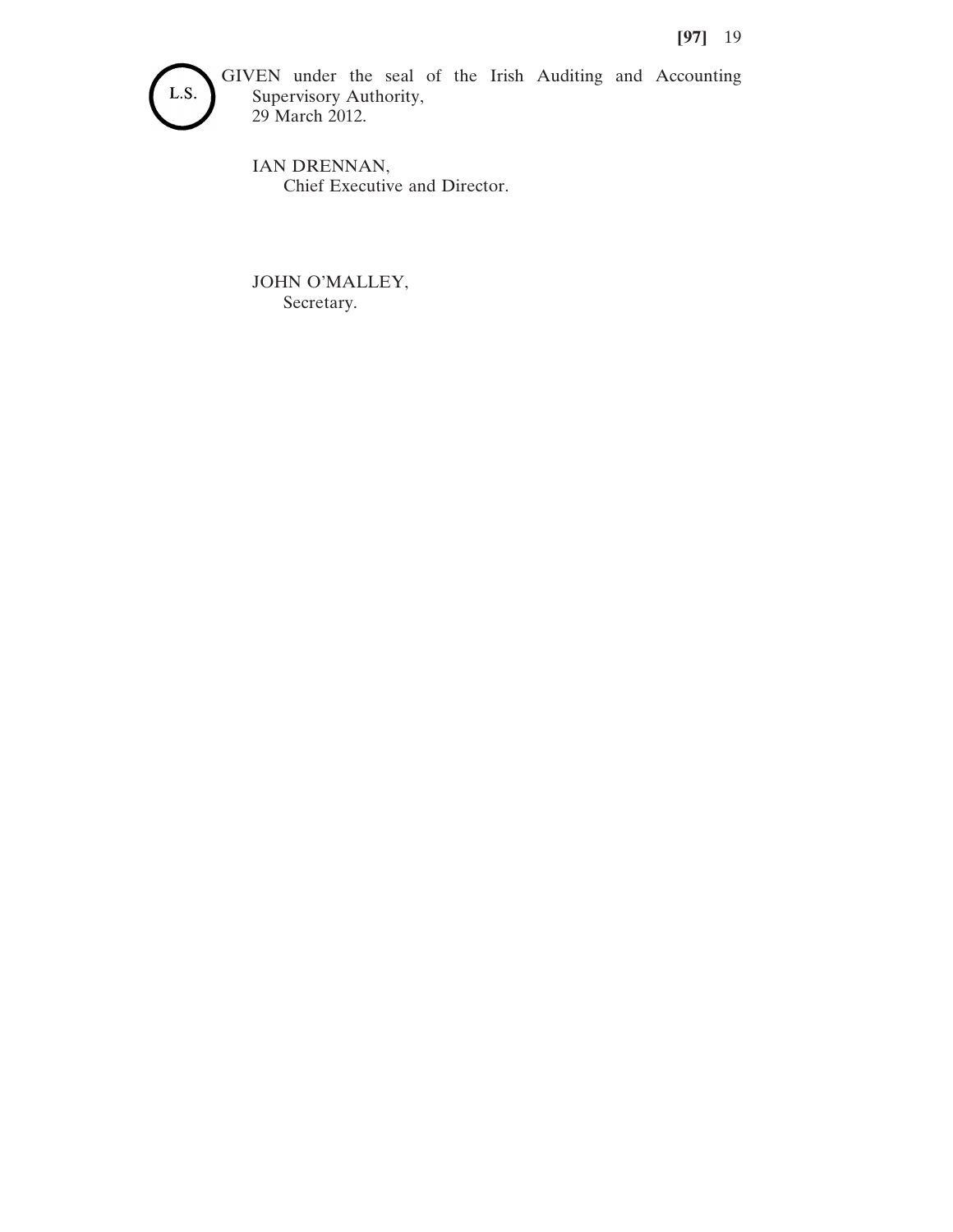L.S.

GIVEN under the seal of the Irish Auditing and Accounting Supervisory Authority,
29 March 2012.

IAN DRENNAN,
Chief Executive and Director.

JOHN O'MALLEY,
Secretary.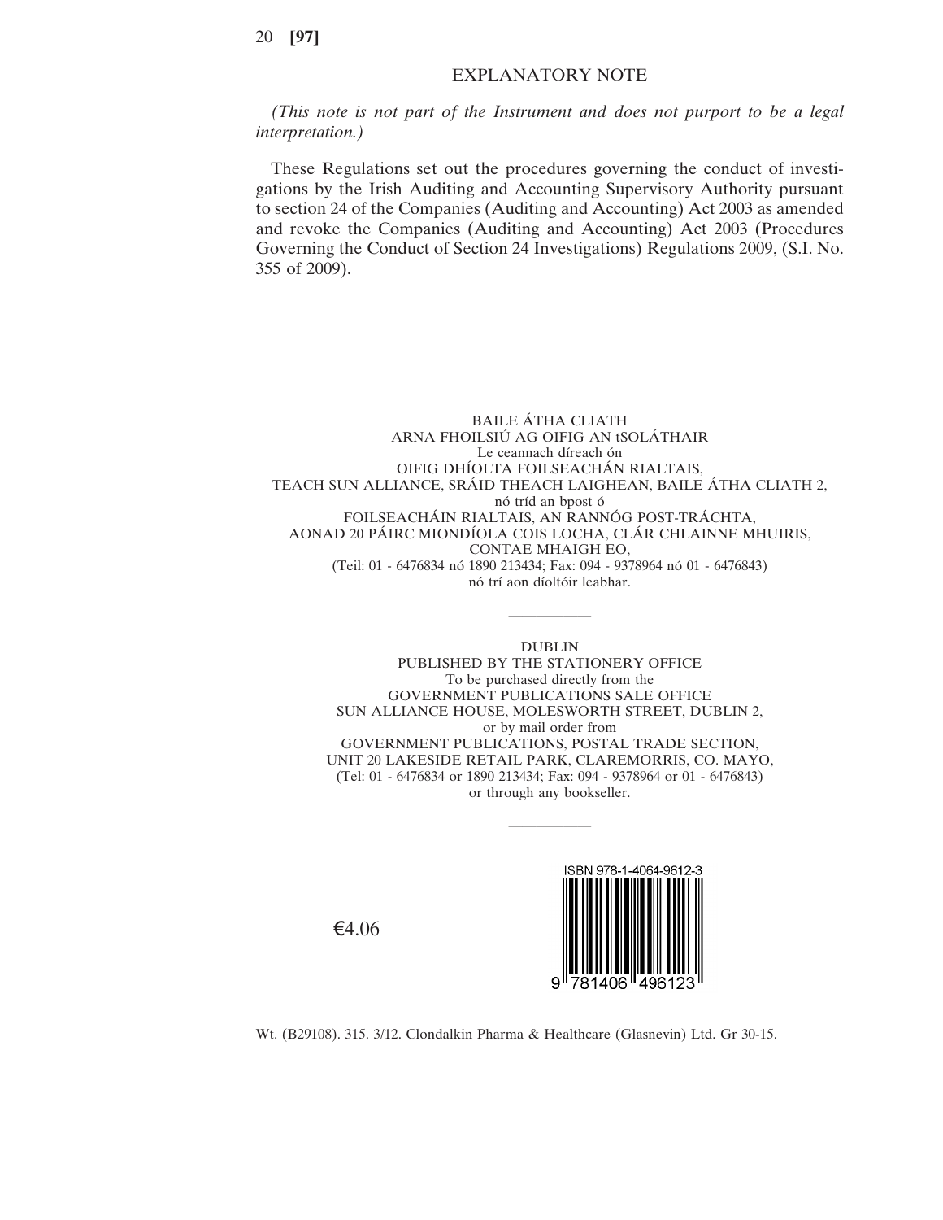## EXPLANATORY NOTE

*(This note is not part of the Instrument and does not purport to be a legal interpretation.)*

These Regulations set out the procedures governing the conduct of investigations by the Irish Auditing and Accounting Supervisory Authority pursuant to section 24 of the Companies (Auditing and Accounting) Act 2003 as amended and revoke the Companies (Auditing and Accounting) Act 2003 (Procedures Governing the Conduct of Section 24 Investigations) Regulations 2009, (S.I. No. 355 of 2009).

BAILE ÁTHA CLIATH
ARNA FHOILSIÚ AG OIFIG AN tSOLÁTHAIR
Le ceannach díreach ón
OIFIG DHÍOLTA FOILSEACHÁN RIALTAIS,
TEACH SUN ALLIANCE, SRÁID THEACH LAIGHEAN, BAILE ÁTHA CLIATH 2,
nó tríd an bpost ó
FOILSEACHÁIN RIALTAIS, AN RANNÓG POST-TRÁCHTA,
AONAD 20 PÁIRC MIONDÍOLA COIS LOCHA, CLÁR CHLAINNE MHUIRIS,
CONTAE MHAIGH EO,
(Teil: 01 - 6476834 nó 1890 213434; Fax: 094 - 9378964 nó 01 - 6476843)
nó trí aon díoltóir leabhar.

---

DUBLIN
PUBLISHED BY THE STATIONERY OFFICE
To be purchased directly from the
GOVERNMENT PUBLICATIONS SALE OFFICE
SUN ALLIANCE HOUSE, MOLESWORTH STREET, DUBLIN 2,
or by mail order from
GOVERNMENT PUBLICATIONS, POSTAL TRADE SECTION,
UNIT 20 LAKESIDE RETAIL PARK, CLAREMORRIS, CO. MAYO,
(Tel: 01 - 6476834 or 1890 213434; Fax: 094 - 9378964 or 01 - 6476843)
or through any bookseller.

---

€4.06

ISBN 978-1-4064-9612-3

9 781406 496123

Wt. (B29108). 315. 3/12. Clondalkin Pharma & Healthcare (Glasnevin) Ltd. Gr 30-15.